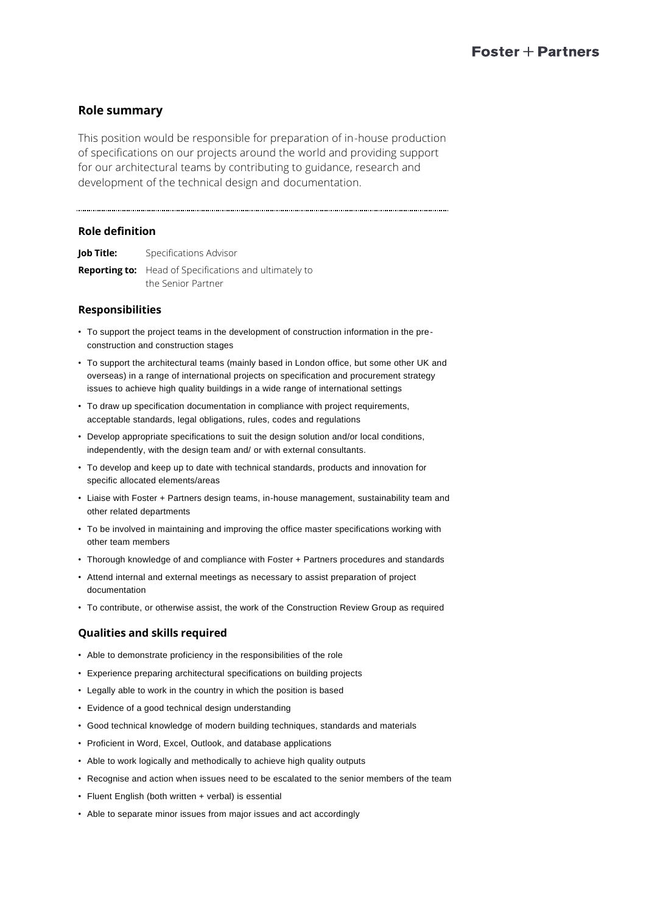Foster + Partners

## Role summary

This position would be responsible for preparation of in-house production of specifications on our projects around the world and providing support for our architectural teams by contributing to guidance, research and development of the technical design and documentation.

## Role definition

**Job Title:** Specifications Advisor

**Reporting to:** Head of Specifications and ultimately to the Senior Partner

## Responsibilities

- To support the project teams in the development of construction information in the pre-construction and construction stages
- To support the architectural teams (mainly based in London office, but some other UK and overseas) in a range of international projects on specification and procurement strategy issues to achieve high quality buildings in a wide range of international settings
- To draw up specification documentation in compliance with project requirements, acceptable standards, legal obligations, rules, codes and regulations
- Develop appropriate specifications to suit the design solution and/or local conditions, independently, with the design team and/ or with external consultants.
- To develop and keep up to date with technical standards, products and innovation for specific allocated elements/areas
- Liaise with Foster + Partners design teams, in-house management, sustainability team and other related departments
- To be involved in maintaining and improving the office master specifications working with other team members
- Thorough knowledge of and compliance with Foster + Partners procedures and standards
- Attend internal and external meetings as necessary to assist preparation of project documentation
- To contribute, or otherwise assist, the work of the Construction Review Group as required

## Qualities and skills required

- Able to demonstrate proficiency in the responsibilities of the role
- Experience preparing architectural specifications on building projects
- Legally able to work in the country in which the position is based
- Evidence of a good technical design understanding
- Good technical knowledge of modern building techniques, standards and materials
- Proficient in Word, Excel, Outlook, and database applications
- Able to work logically and methodically to achieve high quality outputs
- Recognise and action when issues need to be escalated to the senior members of the team
- Fluent English (both written + verbal) is essential
- Able to separate minor issues from major issues and act accordingly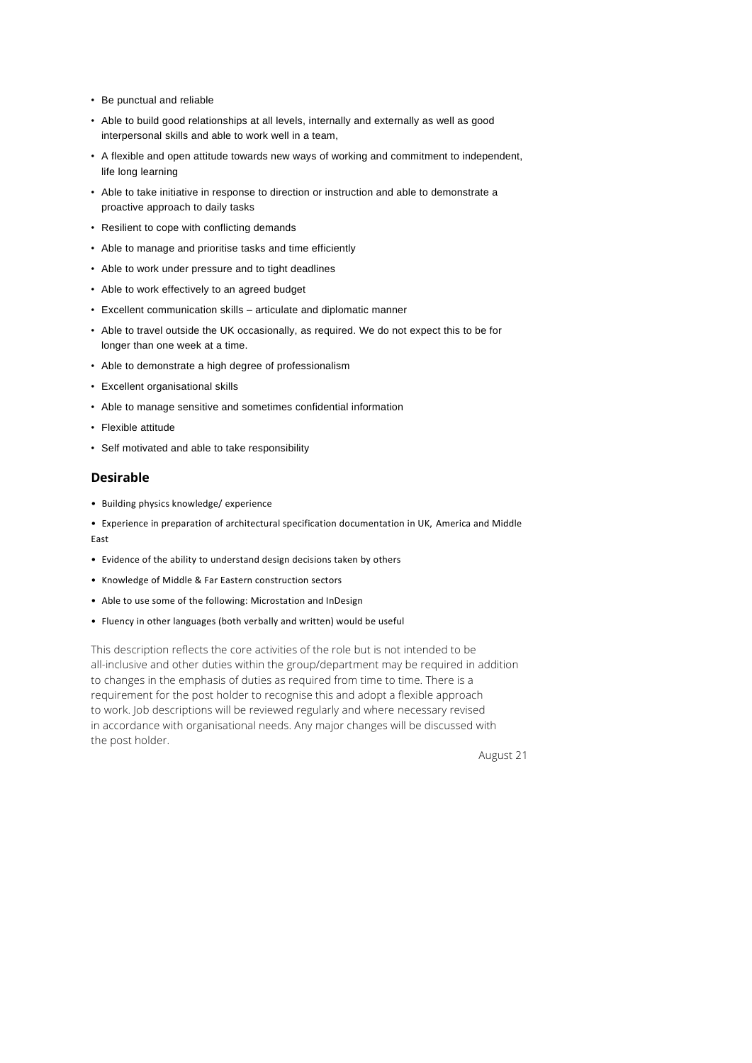- Be punctual and reliable
- Able to build good relationships at all levels, internally and externally as well as good interpersonal skills and able to work well in a team,
- A flexible and open attitude towards new ways of working and commitment to independent, life long learning
- Able to take initiative in response to direction or instruction and able to demonstrate a proactive approach to daily tasks
- Resilient to cope with conflicting demands
- Able to manage and prioritise tasks and time efficiently
- Able to work under pressure and to tight deadlines
- Able to work effectively to an agreed budget
- Excellent communication skills – articulate and diplomatic manner
- Able to travel outside the UK occasionally, as required. We do not expect this to be for longer than one week at a time.
- Able to demonstrate a high degree of professionalism
- Excellent organisational skills
- Able to manage sensitive and sometimes confidential information
- Flexible attitude
- Self motivated and able to take responsibility

## Desirable

- Building physics knowledge/ experience
- Experience in preparation of architectural specification documentation in UK, America and Middle East
- Evidence of the ability to understand design decisions taken by others
- Knowledge of Middle & Far Eastern construction sectors
- Able to use some of the following: Microstation and InDesign
- Fluency in other languages (both verbally and written) would be useful

This description reflects the core activities of the role but is not intended to be all-inclusive and other duties within the group/department may be required in addition to changes in the emphasis of duties as required from time to time. There is a requirement for the post holder to recognise this and adopt a flexible approach to work. Job descriptions will be reviewed regularly and where necessary revised in accordance with organisational needs. Any major changes will be discussed with the post holder.

August 21